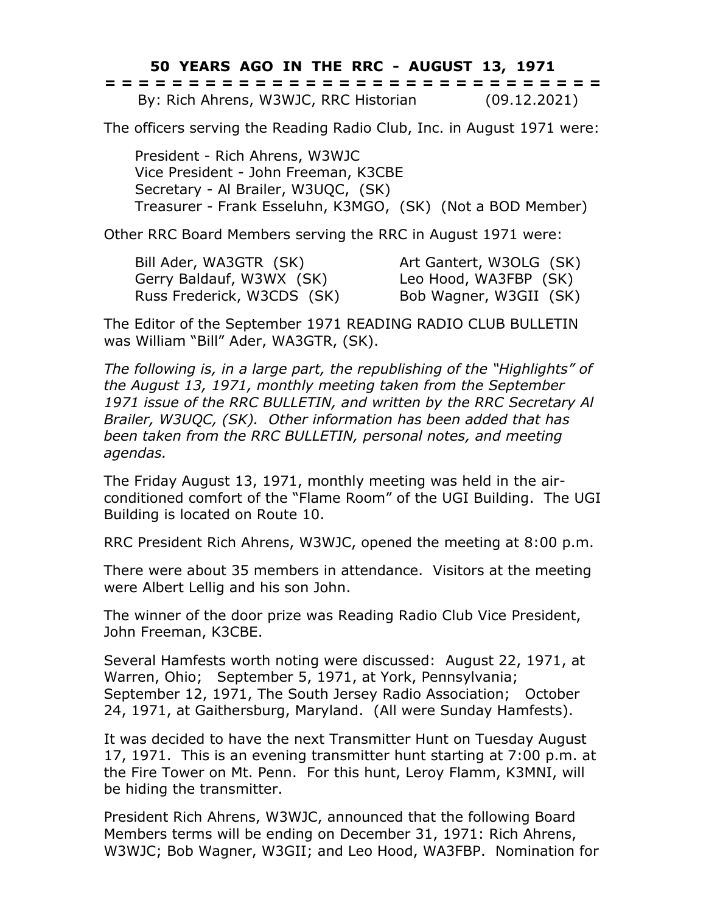# 50 YEARS AGO IN THE RRC - AUGUST 13, 1971

= = = = = = = = = = = = = = = = = = = = = = = = = = = = = = = = =

By: Rich Ahrens, W3WJC, RRC Historian (09.12.2021)

The officers serving the Reading Radio Club, Inc. in August 1971 were:

President - Rich Ahrens, W3WJC
Vice President - John Freeman, K3CBE
Secretary - Al Brailer, W3UQC, (SK)
Treasurer - Frank Esseluhn, K3MGO, (SK) (Not a BOD Member)

Other RRC Board Members serving the RRC in August 1971 were:

Bill Ader, WA3GTR (SK)
Gerry Baldauf, W3WX (SK)
Russ Frederick, W3CDS (SK)
Art Gantert, W3OLG (SK)
Leo Hood, WA3FBP (SK)
Bob Wagner, W3GII (SK)

The Editor of the September 1971 READING RADIO CLUB BULLETIN was William "Bill" Ader, WA3GTR, (SK).

*The following is, in a large part, the republishing of the "Highlights" of the August 13, 1971, monthly meeting taken from the September 1971 issue of the RRC BULLETIN, and written by the RRC Secretary Al Brailer, W3UQC, (SK). Other information has been added that has been taken from the RRC BULLETIN, personal notes, and meeting agendas.*

The Friday August 13, 1971, monthly meeting was held in the air-conditioned comfort of the "Flame Room" of the UGI Building. The UGI Building is located on Route 10.

RRC President Rich Ahrens, W3WJC, opened the meeting at 8:00 p.m.

There were about 35 members in attendance. Visitors at the meeting were Albert Lellig and his son John.

The winner of the door prize was Reading Radio Club Vice President, John Freeman, K3CBE.

Several Hamfests worth noting were discussed: August 22, 1971, at Warren, Ohio; September 5, 1971, at York, Pennsylvania; September 12, 1971, The South Jersey Radio Association; October 24, 1971, at Gaithersburg, Maryland. (All were Sunday Hamfests).

It was decided to have the next Transmitter Hunt on Tuesday August 17, 1971. This is an evening transmitter hunt starting at 7:00 p.m. at the Fire Tower on Mt. Penn. For this hunt, Leroy Flamm, K3MNI, will be hiding the transmitter.

President Rich Ahrens, W3WJC, announced that the following Board Members terms will be ending on December 31, 1971: Rich Ahrens, W3WJC; Bob Wagner, W3GII; and Leo Hood, WA3FBP. Nomination for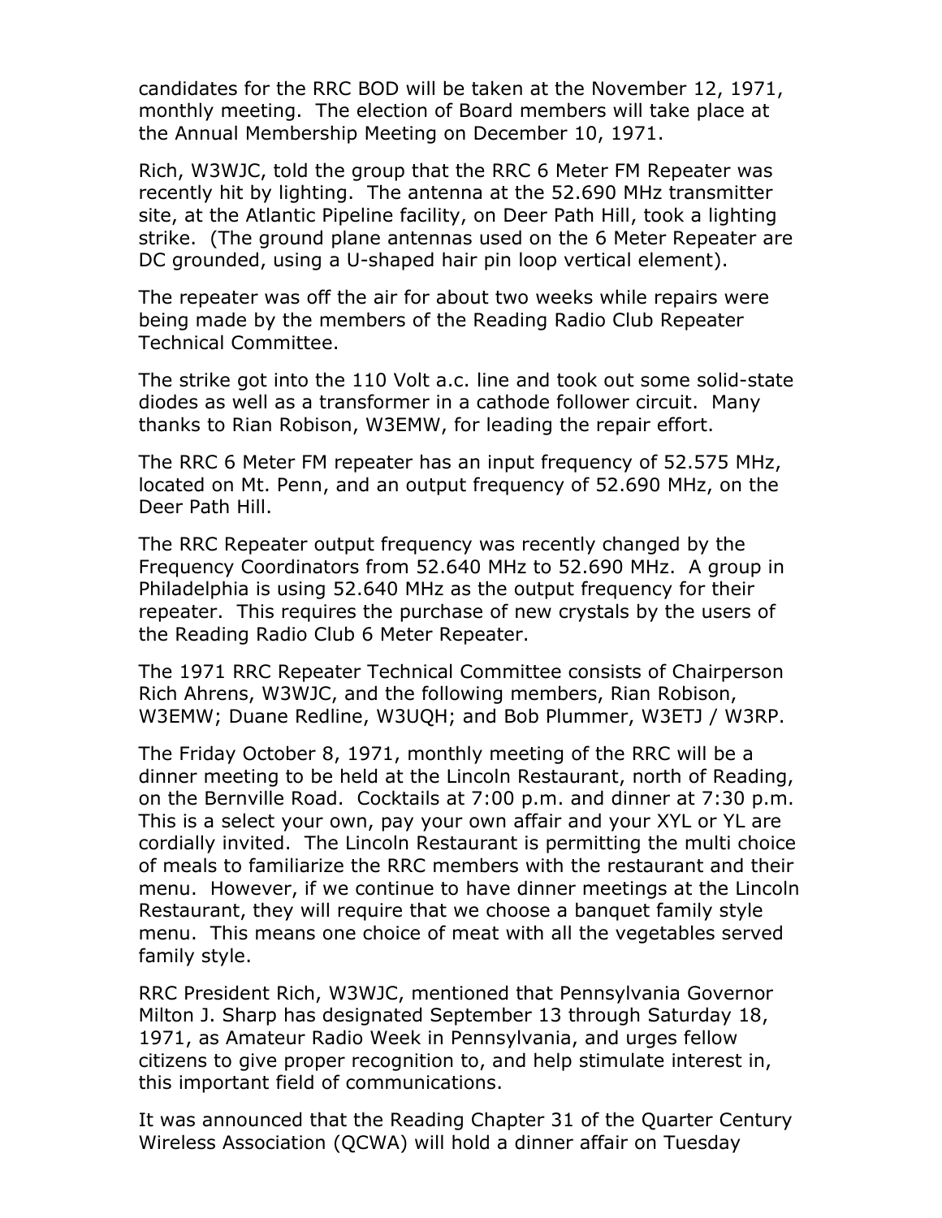candidates for the RRC BOD will be taken at the November 12, 1971, monthly meeting. The election of Board members will take place at the Annual Membership Meeting on December 10, 1971.

Rich, W3WJC, told the group that the RRC 6 Meter FM Repeater was recently hit by lighting. The antenna at the 52.690 MHz transmitter site, at the Atlantic Pipeline facility, on Deer Path Hill, took a lighting strike. (The ground plane antennas used on the 6 Meter Repeater are DC grounded, using a U-shaped hair pin loop vertical element).

The repeater was off the air for about two weeks while repairs were being made by the members of the Reading Radio Club Repeater Technical Committee.

The strike got into the 110 Volt a.c. line and took out some solid-state diodes as well as a transformer in a cathode follower circuit. Many thanks to Rian Robison, W3EMW, for leading the repair effort.

The RRC 6 Meter FM repeater has an input frequency of 52.575 MHz, located on Mt. Penn, and an output frequency of 52.690 MHz, on the Deer Path Hill.

The RRC Repeater output frequency was recently changed by the Frequency Coordinators from 52.640 MHz to 52.690 MHz. A group in Philadelphia is using 52.640 MHz as the output frequency for their repeater. This requires the purchase of new crystals by the users of the Reading Radio Club 6 Meter Repeater.

The 1971 RRC Repeater Technical Committee consists of Chairperson Rich Ahrens, W3WJC, and the following members, Rian Robison, W3EMW; Duane Redline, W3UQH; and Bob Plummer, W3ETJ / W3RP.

The Friday October 8, 1971, monthly meeting of the RRC will be a dinner meeting to be held at the Lincoln Restaurant, north of Reading, on the Bernville Road. Cocktails at 7:00 p.m. and dinner at 7:30 p.m. This is a select your own, pay your own affair and your XYL or YL are cordially invited. The Lincoln Restaurant is permitting the multi choice of meals to familiarize the RRC members with the restaurant and their menu. However, if we continue to have dinner meetings at the Lincoln Restaurant, they will require that we choose a banquet family style menu. This means one choice of meat with all the vegetables served family style.

RRC President Rich, W3WJC, mentioned that Pennsylvania Governor Milton J. Sharp has designated September 13 through Saturday 18, 1971, as Amateur Radio Week in Pennsylvania, and urges fellow citizens to give proper recognition to, and help stimulate interest in, this important field of communications.

It was announced that the Reading Chapter 31 of the Quarter Century Wireless Association (QCWA) will hold a dinner affair on Tuesday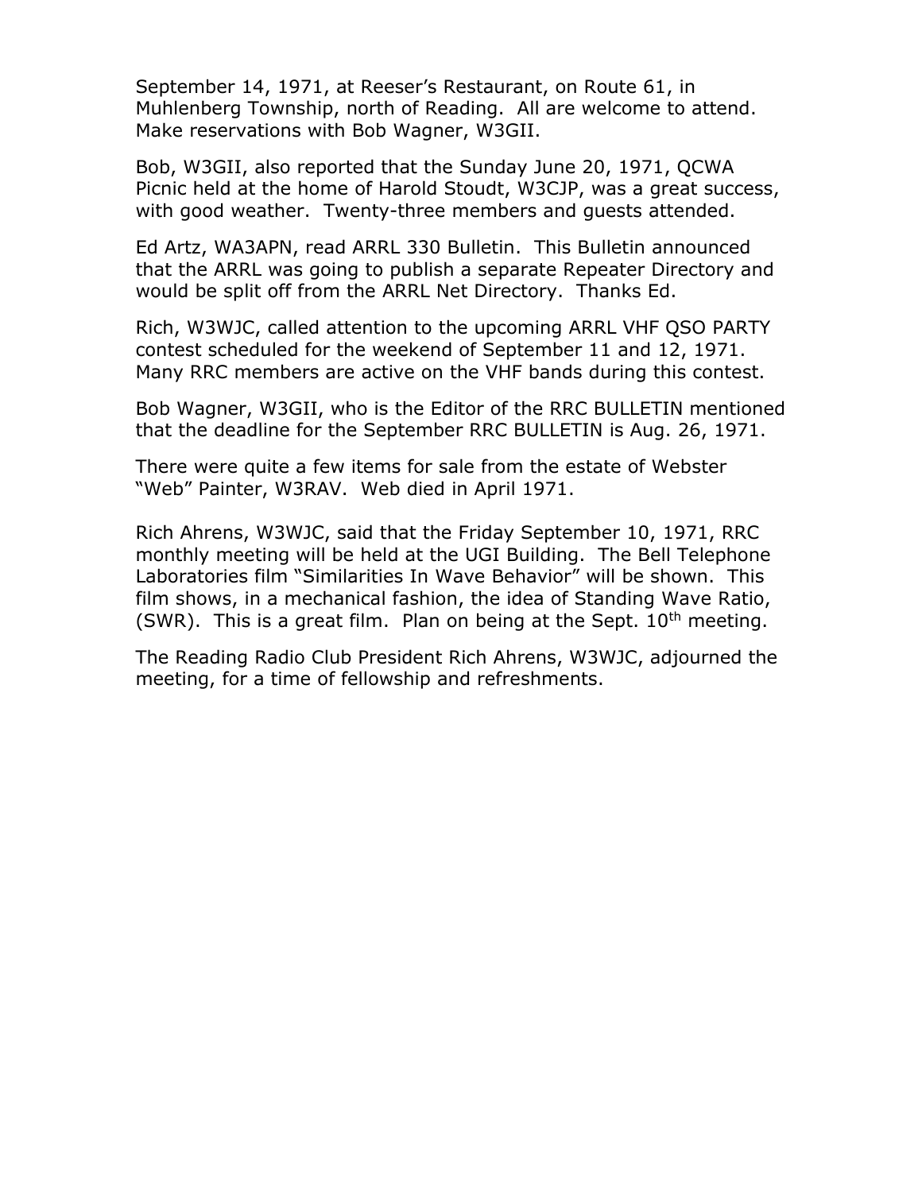September 14, 1971, at Reeser's Restaurant, on Route 61, in Muhlenberg Township, north of Reading. All are welcome to attend. Make reservations with Bob Wagner, W3GII.

Bob, W3GII, also reported that the Sunday June 20, 1971, QCWA Picnic held at the home of Harold Stoudt, W3CJP, was a great success, with good weather. Twenty-three members and guests attended.

Ed Artz, WA3APN, read ARRL 330 Bulletin. This Bulletin announced that the ARRL was going to publish a separate Repeater Directory and would be split off from the ARRL Net Directory. Thanks Ed.

Rich, W3WJC, called attention to the upcoming ARRL VHF QSO PARTY contest scheduled for the weekend of September 11 and 12, 1971. Many RRC members are active on the VHF bands during this contest.

Bob Wagner, W3GII, who is the Editor of the RRC BULLETIN mentioned that the deadline for the September RRC BULLETIN is Aug. 26, 1971.

There were quite a few items for sale from the estate of Webster "Web" Painter, W3RAV. Web died in April 1971.

Rich Ahrens, W3WJC, said that the Friday September 10, 1971, RRC monthly meeting will be held at the UGI Building. The Bell Telephone Laboratories film "Similarities In Wave Behavior" will be shown. This film shows, in a mechanical fashion, the idea of Standing Wave Ratio, (SWR). This is a great film. Plan on being at the Sept. 10th meeting.

The Reading Radio Club President Rich Ahrens, W3WJC, adjourned the meeting, for a time of fellowship and refreshments.